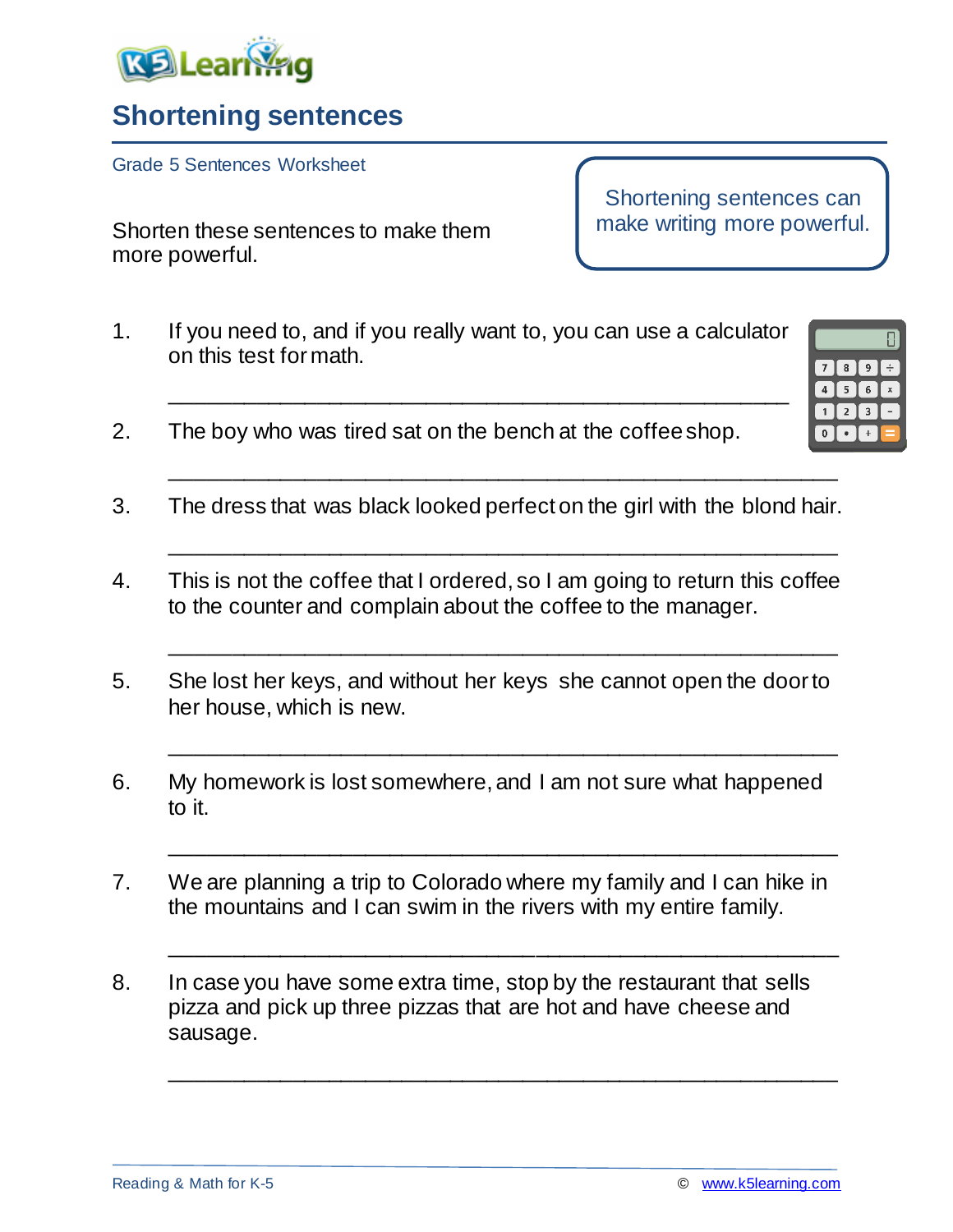# Shortening sentences

Grade 5 Sentences Worksheet

Shorten these sentences to make them more powerful.

> Shortening sentences can make writing more powerful.

1. If you need to, and if you really want to, you can use a calculator on this test for math.

   ___________________________________________________

2. The boy who was tired sat on the bench at the coffee shop.

   ___________________________________________________

3. The dress that was black looked perfect on the girl with the blond hair.

   ___________________________________________________

4. This is not the coffee that I ordered, so I am going to return this coffee to the counter and complain about the coffee to the manager.

   ___________________________________________________

5. She lost her keys, and without her keys she cannot open the door to her house, which is new.

   ___________________________________________________

6. My homework is lost somewhere, and I am not sure what happened to it.

   ___________________________________________________

7. We are planning a trip to Colorado where my family and I can hike in the mountains and I can swim in the rivers with my entire family.

   ___________________________________________________

8. In case you have some extra time, stop by the restaurant that sells pizza and pick up three pizzas that are hot and have cheese and sausage.

   ___________________________________________________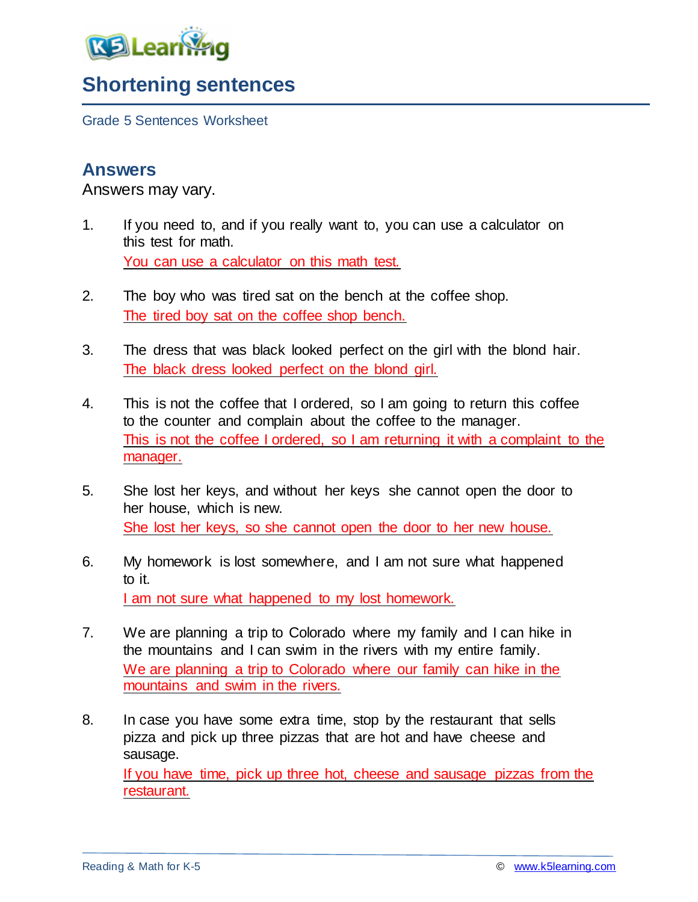# Shortening sentences

Grade 5 Sentences Worksheet

## Answers

Answers may vary.

1. If you need to, and if you really want to, you can use a calculator on this test for math.
   You can use a calculator on this math test.

2. The boy who was tired sat on the bench at the coffee shop.
   The tired boy sat on the coffee shop bench.

3. The dress that was black looked perfect on the girl with the blond hair.
   The black dress looked perfect on the blond girl.

4. This is not the coffee that I ordered, so I am going to return this coffee to the counter and complain about the coffee to the manager.
   This is not the coffee I ordered, so I am returning it with a complaint to the manager.

5. She lost her keys, and without her keys she cannot open the door to her house, which is new.
   She lost her keys, so she cannot open the door to her new house.

6. My homework is lost somewhere, and I am not sure what happened to it.
   I am not sure what happened to my lost homework.

7. We are planning a trip to Colorado where my family and I can hike in the mountains and I can swim in the rivers with my entire family.
   We are planning a trip to Colorado where our family can hike in the mountains and swim in the rivers.

8. In case you have some extra time, stop by the restaurant that sells pizza and pick up three pizzas that are hot and have cheese and sausage.
   If you have time, pick up three hot, cheese and sausage pizzas from the restaurant.